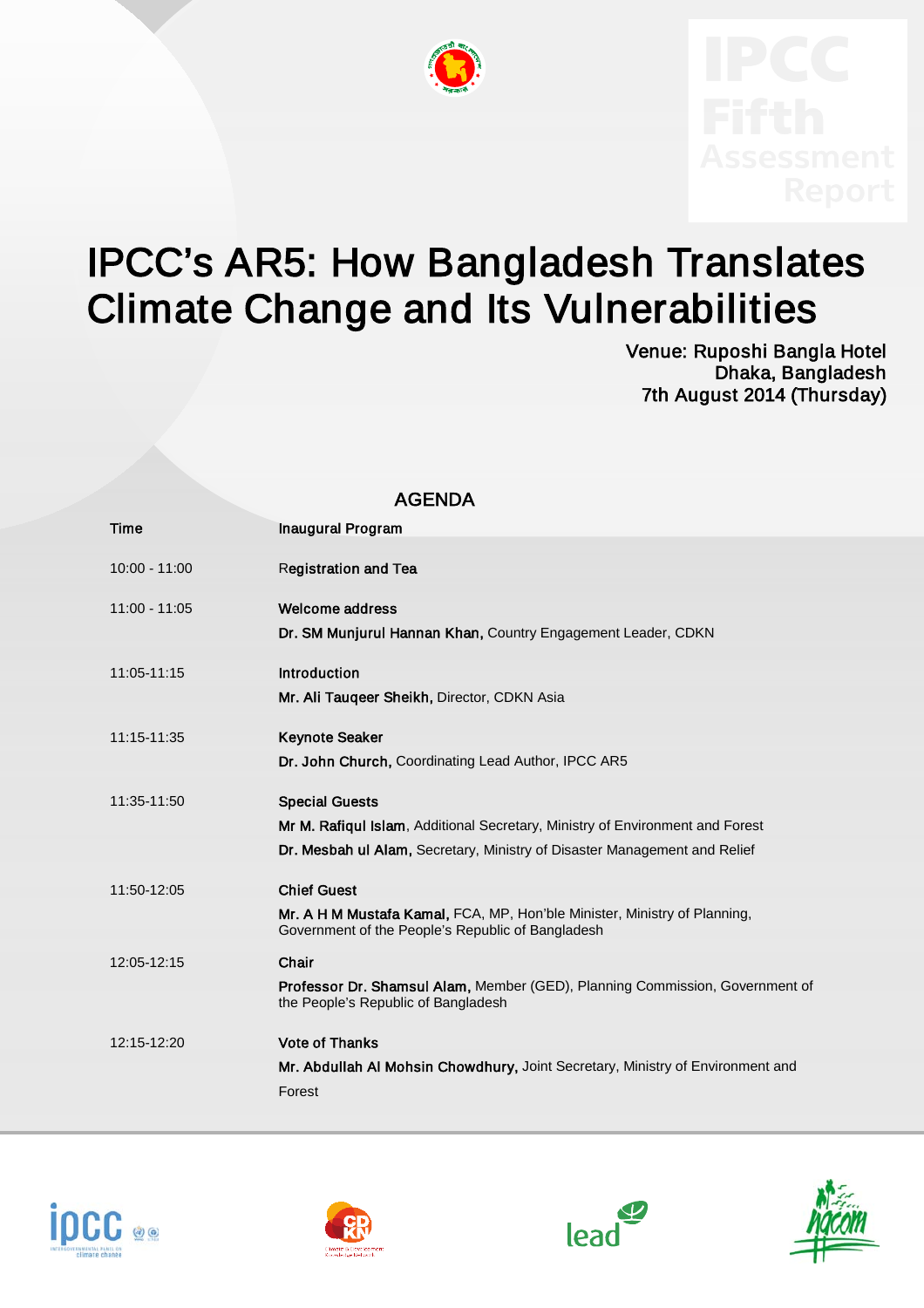IPCC Fifth Assessment Report

# IPCC's AR5: How Bangladesh Translates Climate Change and Its Vulnerabilities

Venue: Ruposhi Bangla Hotel
Dhaka, Bangladesh
7th August 2014 (Thursday)

## AGENDA

| Time | Inaugural Program |
|---|---|
| 10:00 - 11:00 | **Registration and Tea** |
| 11:00 - 11:05 | **Welcome address**<br>**Dr. SM Munjurul Hannan Khan,** Country Engagement Leader, CDKN |
| 11:05-11:15 | **Introduction**<br>**Mr. Ali Tauqeer Sheikh,** Director, CDKN Asia |
| 11:15-11:35 | **Keynote Seaker**<br>**Dr. John Church,** Coordinating Lead Author, IPCC AR5 |
| 11:35-11:50 | **Special Guests**<br>**Mr M. Rafiqul Islam**, Additional Secretary, Ministry of Environment and Forest<br>**Dr. Mesbah ul Alam,** Secretary, Ministry of Disaster Management and Relief |
| 11:50-12:05 | **Chief Guest**<br>**Mr. A H M Mustafa Kamal,** FCA, MP, Hon'ble Minister, Ministry of Planning, Government of the People's Republic of Bangladesh |
| 12:05-12:15 | **Chair**<br>**Professor Dr. Shamsul Alam,** Member (GED), Planning Commission, Government of the People's Republic of Bangladesh |
| 12:15-12:20 | **Vote of Thanks**<br>**Mr. Abdullah Al Mohsin Chowdhury,** Joint Secretary, Ministry of Environment and Forest |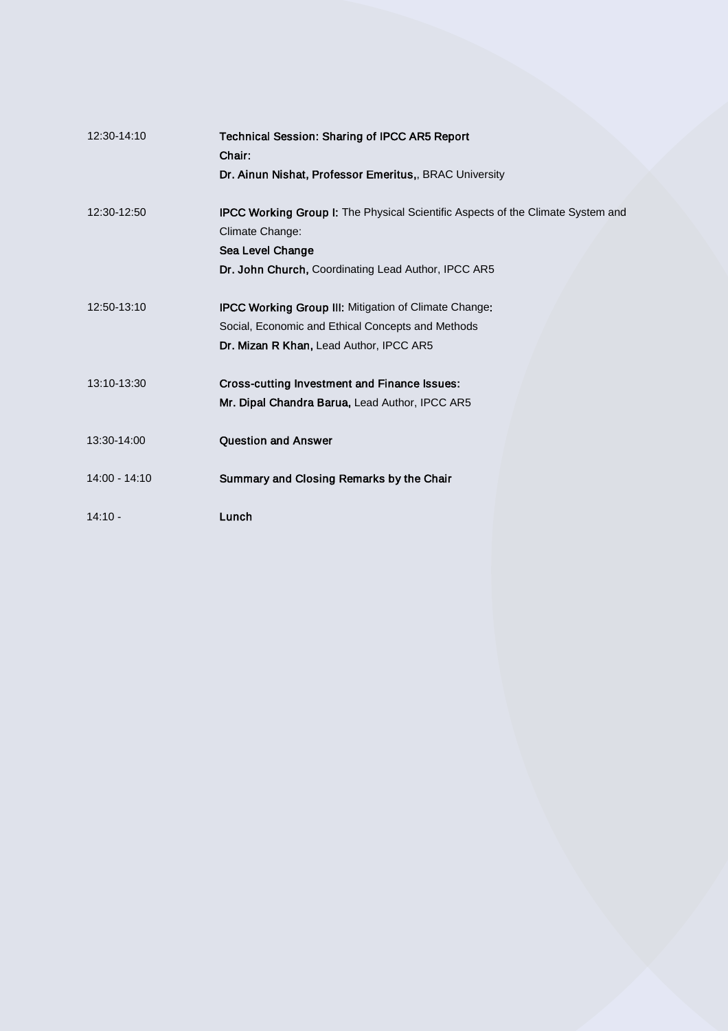| | |
|---|---|
| 12:30-14:10 | **Technical Session: Sharing of IPCC AR5 Report**<br>**Chair:**<br>**Dr. Ainun Nishat, Professor Emeritus,**, BRAC University |
| 12:30-12:50 | **IPCC Working Group I:** The Physical Scientific Aspects of the Climate System and Climate Change:<br>**Sea Level Change**<br>**Dr. John Church,** Coordinating Lead Author, IPCC AR5 |
| 12:50-13:10 | **IPCC Working Group III:** Mitigation of Climate Change**:**<br>Social, Economic and Ethical Concepts and Methods<br>**Dr. Mizan R Khan,** Lead Author, IPCC AR5 |
| 13:10-13:30 | **Cross-cutting Investment and Finance Issues:**<br>**Mr. Dipal Chandra Barua,** Lead Author, IPCC AR5 |
| 13:30-14:00 | **Question and Answer** |
| 14:00 - 14:10 | **Summary and Closing Remarks by the Chair** |
| 14:10 - | **Lunch** |